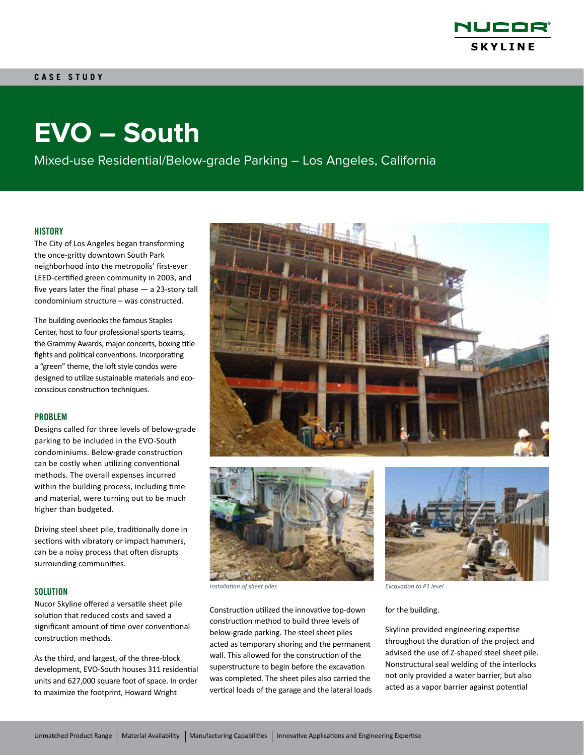CASE STUDY

# EVO – South

Mixed-use Residential/Below-grade Parking – Los Angeles, California

## HISTORY

The City of Los Angeles began transforming the once-gritty downtown South Park neighborhood into the metropolis' first-ever LEED-certified green community in 2003, and five years later the final phase — a 23-story tall condominium structure – was constructed.

The building overlooks the famous Staples Center, host to four professional sports teams, the Grammy Awards, major concerts, boxing title fights and political conventions. Incorporating a "green" theme, the loft style condos were designed to utilize sustainable materials and eco-conscious construction techniques.

## PROBLEM

Designs called for three levels of below-grade parking to be included in the EVO-South condominiums. Below-grade construction can be costly when utilizing conventional methods. The overall expenses incurred within the building process, including time and material, were turning out to be much higher than budgeted.

Driving steel sheet pile, traditionally done in sections with vibratory or impact hammers, can be a noisy process that often disrupts surrounding communities.

## SOLUTION

Nucor Skyline offered a versatile sheet pile solution that reduced costs and saved a significant amount of time over conventional construction methods.

As the third, and largest, of the three-block development, EVO-South houses 311 residential units and 627,000 square foot of space. In order to maximize the footprint, Howard Wright

*Installation of sheet piles*

*Excavation to P1 level*

Construction utilized the innovative top-down construction method to build three levels of below-grade parking. The steel sheet piles acted as temporary shoring and the permanent wall. This allowed for the construction of the superstructure to begin before the excavation was completed. The sheet piles also carried the vertical loads of the garage and the lateral loads for the building.

Skyline provided engineering expertise throughout the duration of the project and advised the use of Z-shaped steel sheet pile. Nonstructural seal welding of the interlocks not only provided a water barrier, but also acted as a vapor barrier against potential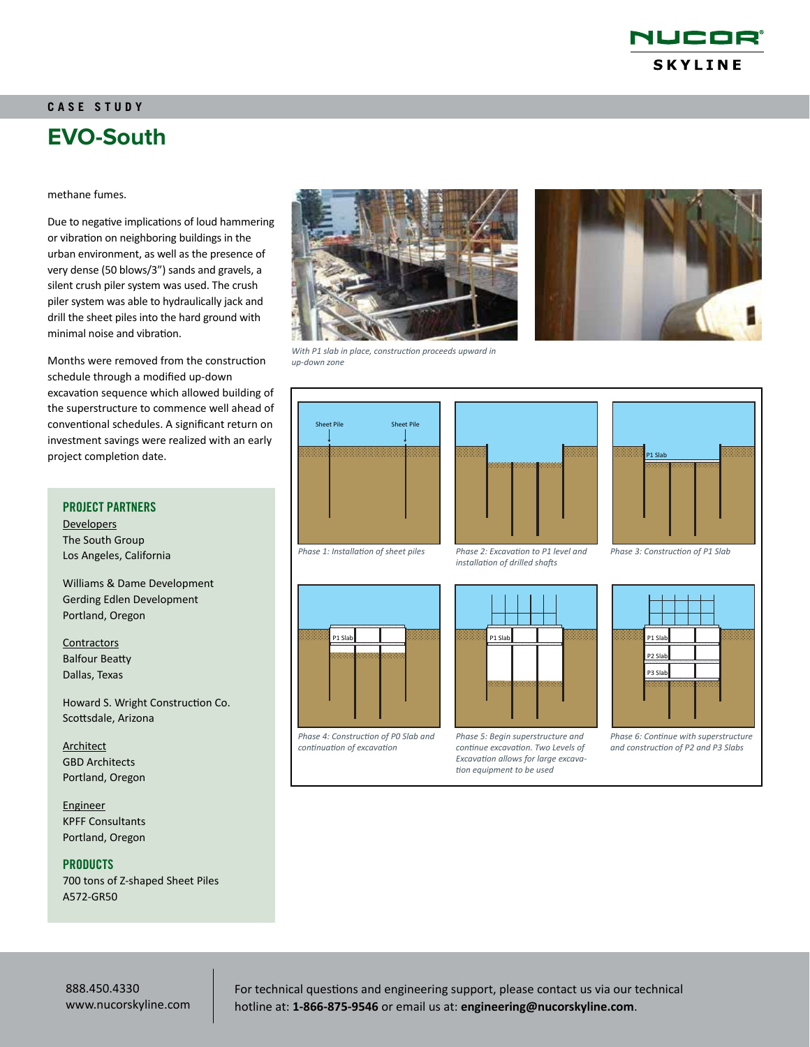# EVO-South

methane fumes.

Due to negative implications of loud hammering or vibration on neighboring buildings in the urban environment, as well as the presence of very dense (50 blows/3") sands and gravels, a silent crush piler system was used. The crush piler system was able to hydraulically jack and drill the sheet piles into the hard ground with minimal noise and vibration.

Months were removed from the construction schedule through a modified up-down excavation sequence which allowed building of the superstructure to commence well ahead of conventional schedules. A significant return on investment savings were realized with an early project completion date.

*With P1 slab in place, construction proceeds upward in up-down zone*

Sheet Pile
Sheet Pile

*Phase 1: Installation of sheet piles*

*Phase 2: Excavation to P1 level and installation of drilled shafts*

P1 Slab

*Phase 3: Construction of P1 Slab*

P1 Slab

*Phase 4: Construction of P0 Slab and continuation of excavation*

P1 Slab

*Phase 5: Begin superstructure and continue excavation. Two Levels of Excavation allows for large excavation equipment to be used*

P1 Slab
P2 Slab
P3 Slab

*Phase 6: Continue with superstructure and construction of P2 and P3 Slabs*

## PROJECT PARTNERS

Developers
The South Group
Los Angeles, California

Williams & Dame Development
Gerding Edlen Development
Portland, Oregon

Contractors
Balfour Beatty
Dallas, Texas

Howard S. Wright Construction Co.
Scottsdale, Arizona

Architect
GBD Architects
Portland, Oregon

Engineer
KPFF Consultants
Portland, Oregon

## PRODUCTS

700 tons of Z-shaped Sheet Piles
A572-GR50

888.450.4330
www.nucorskyline.com

For technical questions and engineering support, please contact us via our technical hotline at: **1-866-875-9546** or email us at: **engineering@nucorskyline.com**.